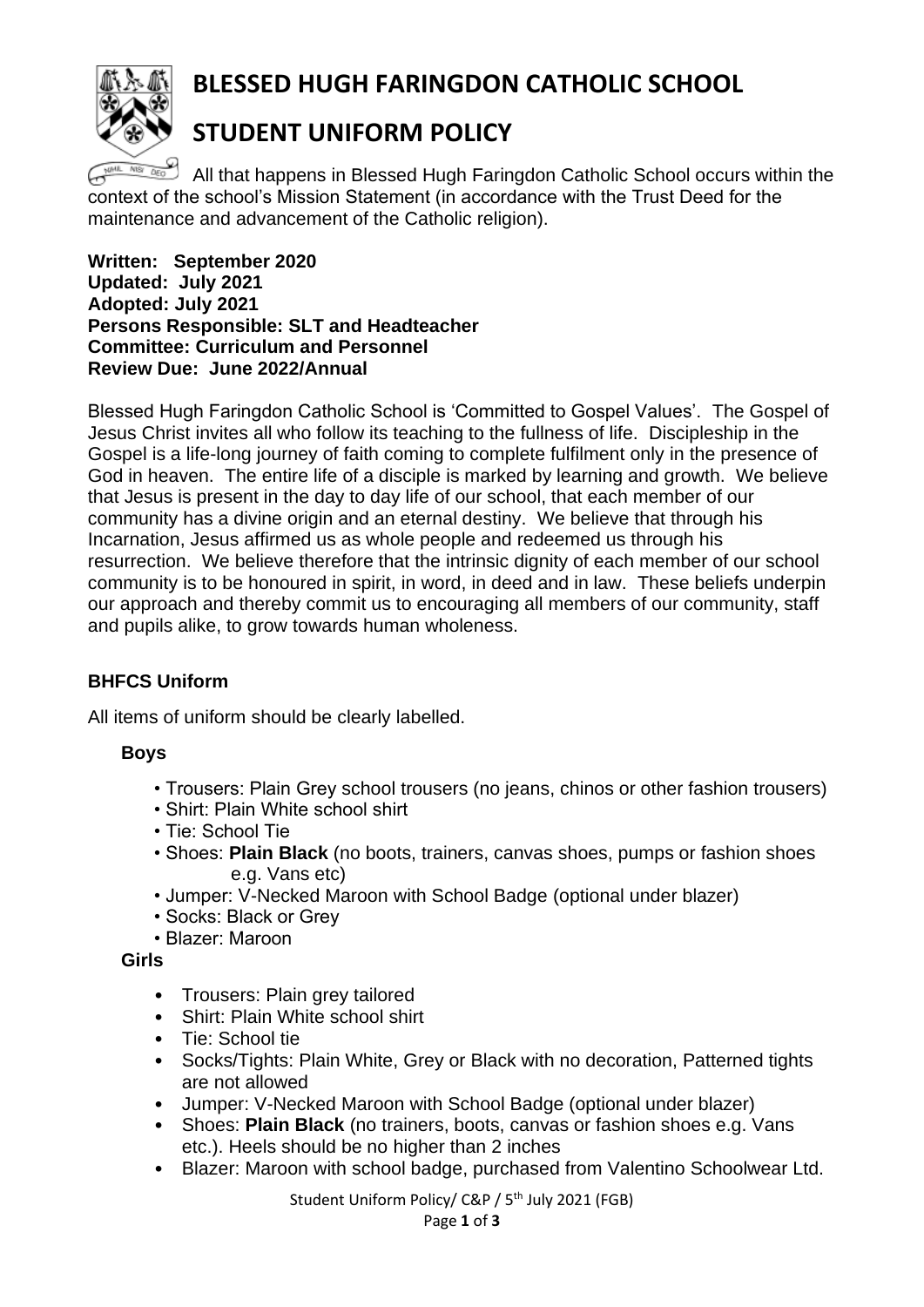# BLESSED HUGH FARINGDON CATHOLIC SCHOOL

# STUDENT UNIFORM POLICY

All that happens in Blessed Hugh Faringdon Catholic School occurs within the context of the school's Mission Statement (in accordance with the Trust Deed for the maintenance and advancement of the Catholic religion).

**Written: September 2020**
**Updated: July 2021**
**Adopted: July 2021**
**Persons Responsible: SLT and Headteacher**
**Committee: Curriculum and Personnel**
**Review Due: June 2022/Annual**

Blessed Hugh Faringdon Catholic School is 'Committed to Gospel Values'. The Gospel of Jesus Christ invites all who follow its teaching to the fullness of life. Discipleship in the Gospel is a life-long journey of faith coming to complete fulfilment only in the presence of God in heaven. The entire life of a disciple is marked by learning and growth. We believe that Jesus is present in the day to day life of our school, that each member of our community has a divine origin and an eternal destiny. We believe that through his Incarnation, Jesus affirmed us as whole people and redeemed us through his resurrection. We believe therefore that the intrinsic dignity of each member of our school community is to be honoured in spirit, in word, in deed and in law. These beliefs underpin our approach and thereby commit us to encouraging all members of our community, staff and pupils alike, to grow towards human wholeness.

## BHFCS Uniform

All items of uniform should be clearly labelled.

### Boys

- Trousers: Plain Grey school trousers (no jeans, chinos or other fashion trousers)
- Shirt: Plain White school shirt
- Tie: School Tie
- Shoes: **Plain Black** (no boots, trainers, canvas shoes, pumps or fashion shoes e.g. Vans etc)
- Jumper: V-Necked Maroon with School Badge (optional under blazer)
- Socks: Black or Grey
- Blazer: Maroon

### Girls

- Trousers: Plain grey tailored
- Shirt: Plain White school shirt
- Tie: School tie
- Socks/Tights: Plain White, Grey or Black with no decoration, Patterned tights are not allowed
- Jumper: V-Necked Maroon with School Badge (optional under blazer)
- Shoes: **Plain Black** (no trainers, boots, canvas or fashion shoes e.g. Vans etc.). Heels should be no higher than 2 inches
- Blazer: Maroon with school badge, purchased from Valentino Schoolwear Ltd.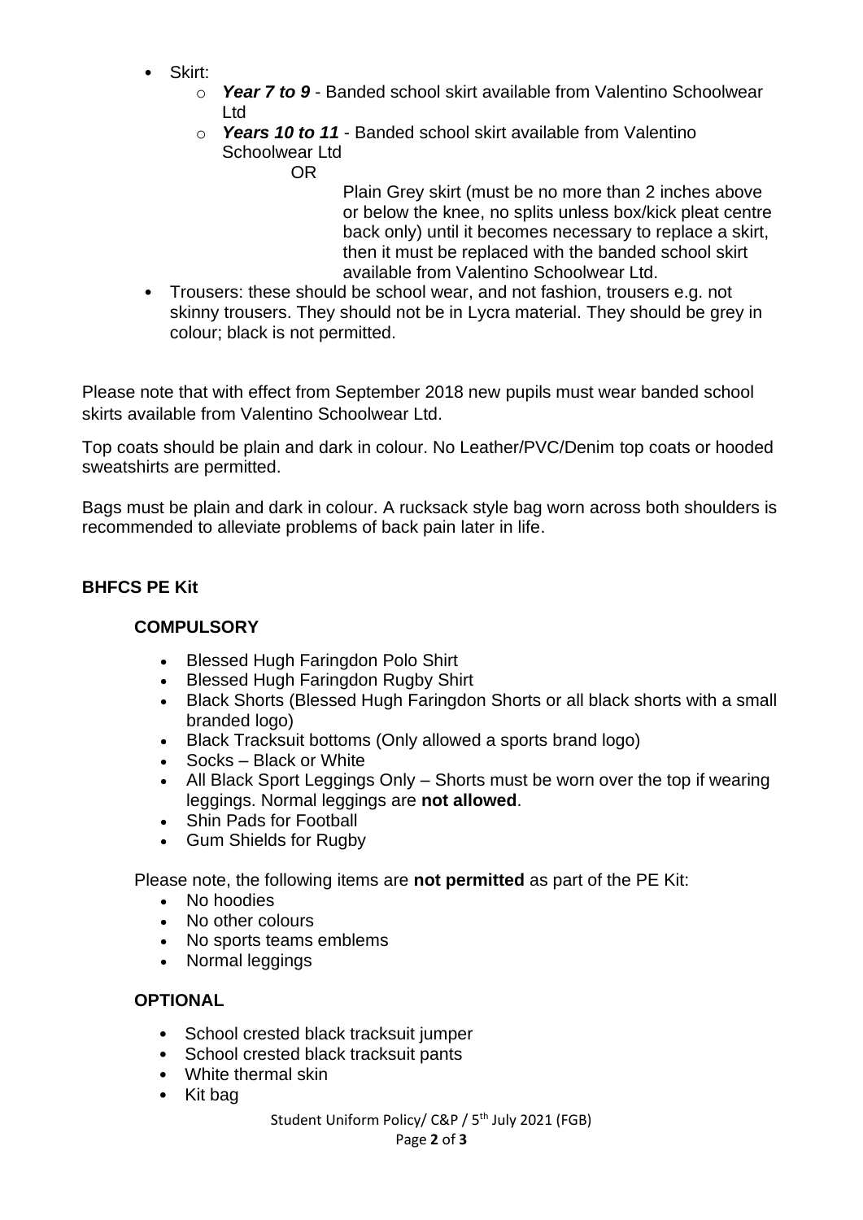- Skirt:
  - ***Year 7 to 9*** - Banded school skirt available from Valentino Schoolwear Ltd
  - ***Years 10 to 11*** - Banded school skirt available from Valentino Schoolwear Ltd

    OR

    Plain Grey skirt (must be no more than 2 inches above or below the knee, no splits unless box/kick pleat centre back only) until it becomes necessary to replace a skirt, then it must be replaced with the banded school skirt available from Valentino Schoolwear Ltd.
- Trousers: these should be school wear, and not fashion, trousers e.g. not skinny trousers. They should not be in Lycra material. They should be grey in colour; black is not permitted.

Please note that with effect from September 2018 new pupils must wear banded school skirts available from Valentino Schoolwear Ltd.

Top coats should be plain and dark in colour. No Leather/PVC/Denim top coats or hooded sweatshirts are permitted.

Bags must be plain and dark in colour. A rucksack style bag worn across both shoulders is recommended to alleviate problems of back pain later in life.

## BHFCS PE Kit

### COMPULSORY

- Blessed Hugh Faringdon Polo Shirt
- Blessed Hugh Faringdon Rugby Shirt
- Black Shorts (Blessed Hugh Faringdon Shorts or all black shorts with a small branded logo)
- Black Tracksuit bottoms (Only allowed a sports brand logo)
- Socks – Black or White
- All Black Sport Leggings Only – Shorts must be worn over the top if wearing leggings. Normal leggings are **not allowed**.
- Shin Pads for Football
- Gum Shields for Rugby

Please note, the following items are **not permitted** as part of the PE Kit:

- No hoodies
- No other colours
- No sports teams emblems
- Normal leggings

### OPTIONAL

- School crested black tracksuit jumper
- School crested black tracksuit pants
- White thermal skin
- Kit bag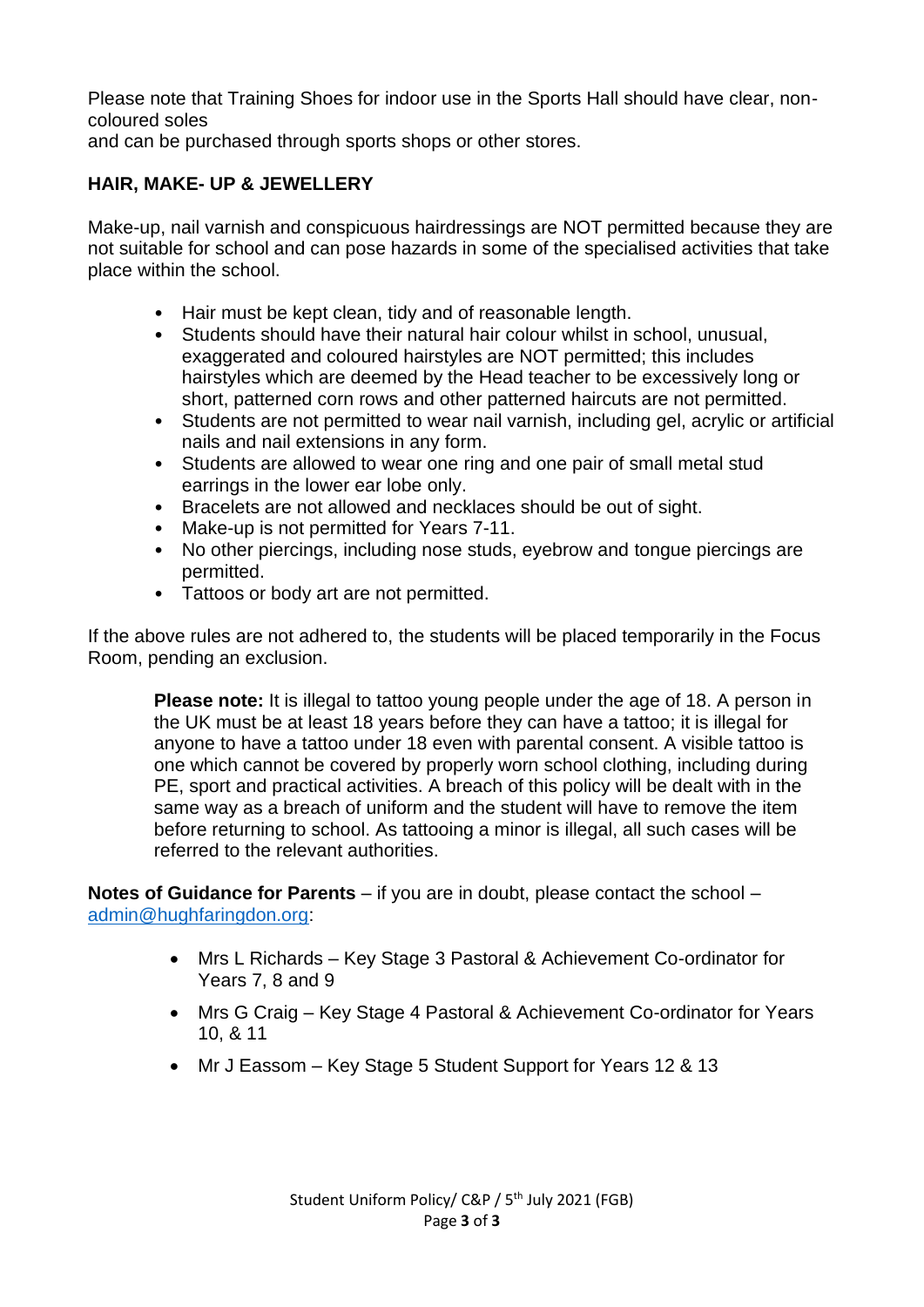Please note that Training Shoes for indoor use in the Sports Hall should have clear, non-coloured soles
and can be purchased through sports shops or other stores.

**HAIR, MAKE- UP & JEWELLERY**

Make-up, nail varnish and conspicuous hairdressings are NOT permitted because they are not suitable for school and can pose hazards in some of the specialised activities that take place within the school.

- Hair must be kept clean, tidy and of reasonable length.
- Students should have their natural hair colour whilst in school, unusual, exaggerated and coloured hairstyles are NOT permitted; this includes hairstyles which are deemed by the Head teacher to be excessively long or short, patterned corn rows and other patterned haircuts are not permitted.
- Students are not permitted to wear nail varnish, including gel, acrylic or artificial nails and nail extensions in any form.
- Students are allowed to wear one ring and one pair of small metal stud earrings in the lower ear lobe only.
- Bracelets are not allowed and necklaces should be out of sight.
- Make-up is not permitted for Years 7-11.
- No other piercings, including nose studs, eyebrow and tongue piercings are permitted.
- Tattoos or body art are not permitted.

If the above rules are not adhered to, the students will be placed temporarily in the Focus Room, pending an exclusion.

> **Please note:** It is illegal to tattoo young people under the age of 18. A person in the UK must be at least 18 years before they can have a tattoo; it is illegal for anyone to have a tattoo under 18 even with parental consent. A visible tattoo is one which cannot be covered by properly worn school clothing, including during PE, sport and practical activities. A breach of this policy will be dealt with in the same way as a breach of uniform and the student will have to remove the item before returning to school. As tattooing a minor is illegal, all such cases will be referred to the relevant authorities.

**Notes of Guidance for Parents** – if you are in doubt, please contact the school – admin@hughfaringdon.org:

- Mrs L Richards – Key Stage 3 Pastoral & Achievement Co-ordinator for Years 7, 8 and 9
- Mrs G Craig – Key Stage 4 Pastoral & Achievement Co-ordinator for Years 10, & 11
- Mr J Eassom – Key Stage 5 Student Support for Years 12 & 13

Student Uniform Policy/ C&P / 5th July 2021 (FGB)